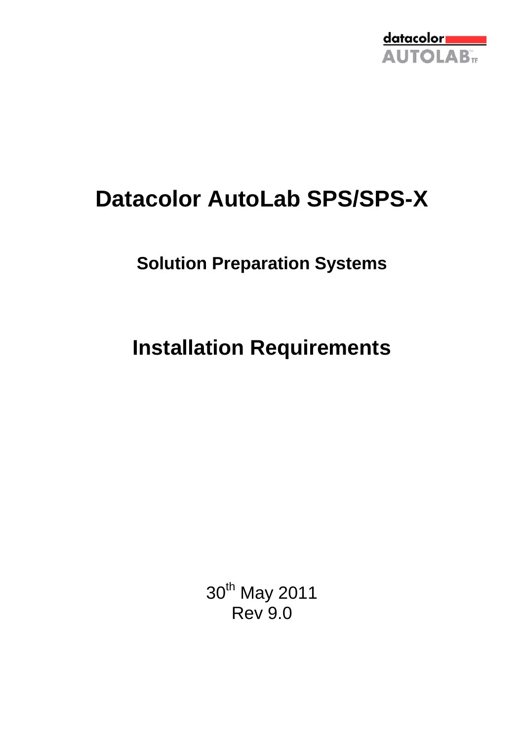datacolor AUTOLAB TF

# Datacolor AutoLab SPS/SPS-X

## Solution Preparation Systems

# Installation Requirements

30th May 2011
Rev 9.0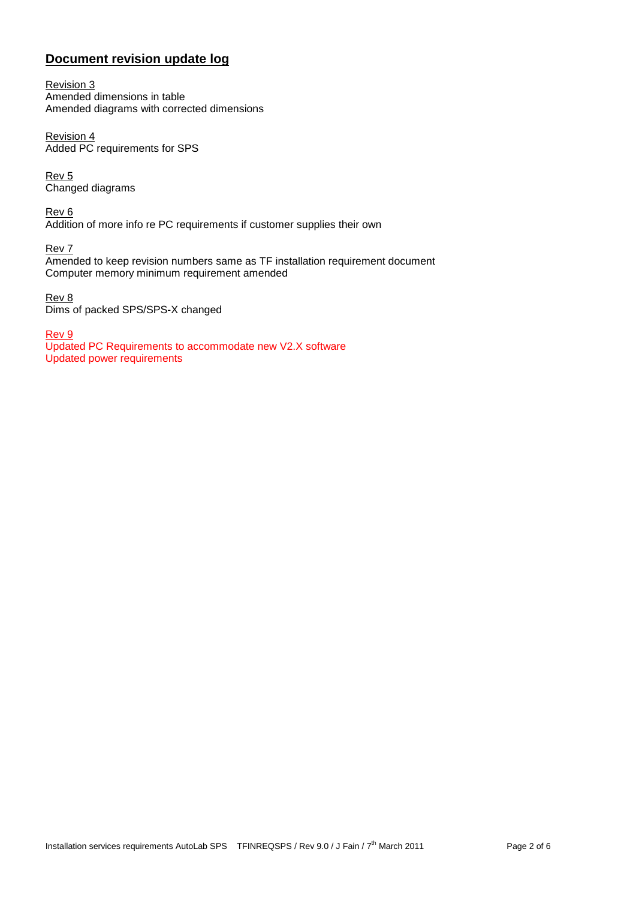## Document revision update log

Revision 3
Amended dimensions in table
Amended diagrams with corrected dimensions

Revision 4
Added PC requirements for SPS

Rev 5
Changed diagrams

Rev 6
Addition of more info re PC requirements if customer supplies their own

Rev 7
Amended to keep revision numbers same as TF installation requirement document
Computer memory minimum requirement amended

Rev 8
Dims of packed SPS/SPS-X changed

Rev 9
Updated PC Requirements to accommodate new V2.X software
Updated power requirements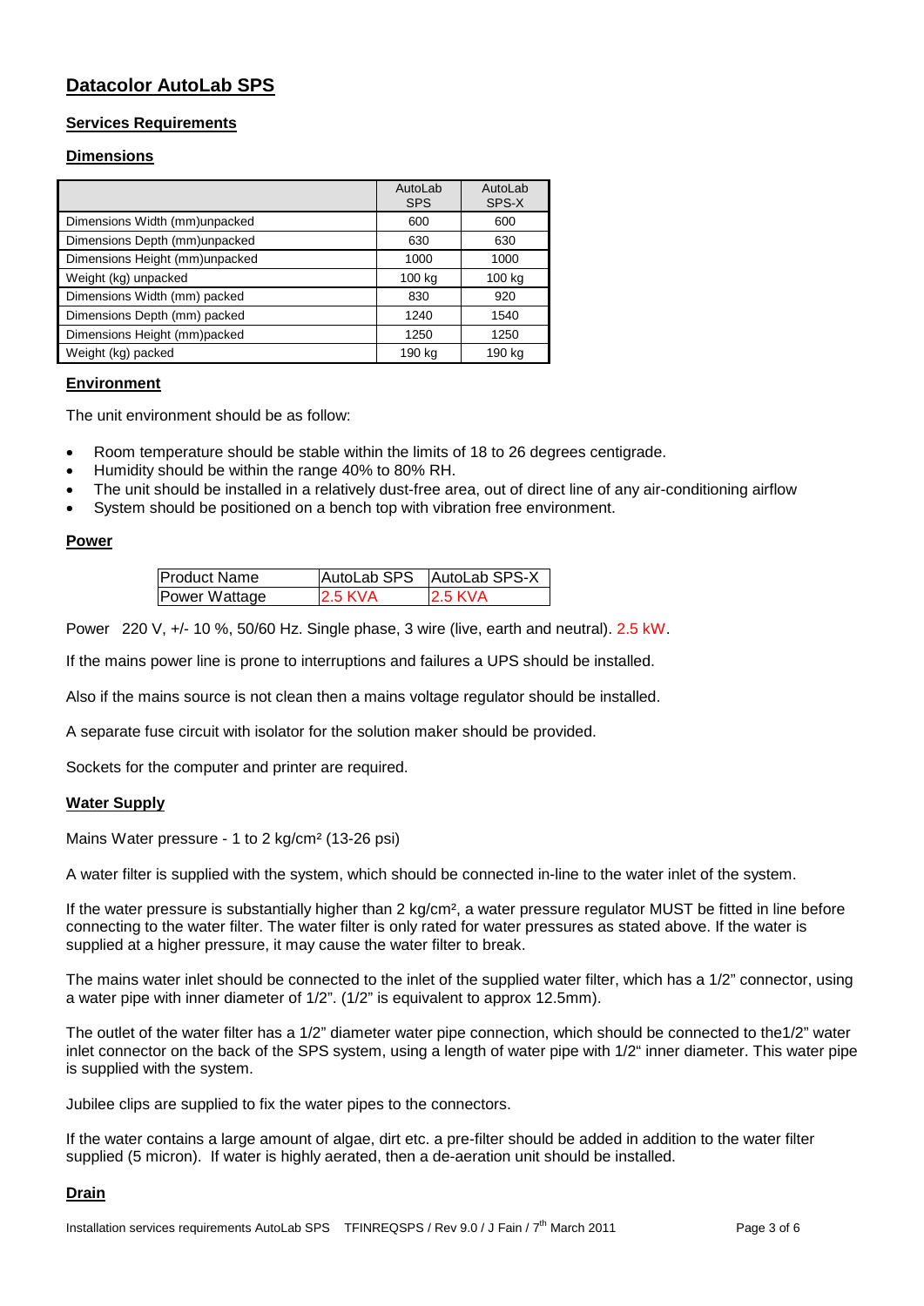# Datacolor AutoLab SPS

## Services Requirements

## Dimensions

| | AutoLab SPS | AutoLab SPS-X |
|---|---|---|
| Dimensions Width (mm)unpacked | 600 | 600 |
| Dimensions Depth (mm)unpacked | 630 | 630 |
| Dimensions Height (mm)unpacked | 1000 | 1000 |
| Weight (kg) unpacked | 100 kg | 100 kg |
| Dimensions Width (mm) packed | 830 | 920 |
| Dimensions Depth (mm) packed | 1240 | 1540 |
| Dimensions Height (mm)packed | 1250 | 1250 |
| Weight (kg) packed | 190 kg | 190 kg |

## Environment

The unit environment should be as follow:

- Room temperature should be stable within the limits of 18 to 26 degrees centigrade.
- Humidity should be within the range 40% to 80% RH.
- The unit should be installed in a relatively dust-free area, out of direct line of any air-conditioning airflow
- System should be positioned on a bench top with vibration free environment.

## Power

| Product Name | AutoLab SPS | AutoLab SPS-X |
|---|---|---|
| Power Wattage | 2.5 KVA | 2.5 KVA |

Power 220 V, +/- 10 %, 50/60 Hz. Single phase, 3 wire (live, earth and neutral). 2.5 kW.

If the mains power line is prone to interruptions and failures a UPS should be installed.

Also if the mains source is not clean then a mains voltage regulator should be installed.

A separate fuse circuit with isolator for the solution maker should be provided.

Sockets for the computer and printer are required.

## Water Supply

Mains Water pressure - 1 to 2 kg/cm² (13-26 psi)

A water filter is supplied with the system, which should be connected in-line to the water inlet of the system.

If the water pressure is substantially higher than 2 kg/cm², a water pressure regulator MUST be fitted in line before connecting to the water filter. The water filter is only rated for water pressures as stated above. If the water is supplied at a higher pressure, it may cause the water filter to break.

The mains water inlet should be connected to the inlet of the supplied water filter, which has a 1/2" connector, using a water pipe with inner diameter of 1/2". (1/2" is equivalent to approx 12.5mm).

The outlet of the water filter has a 1/2" diameter water pipe connection, which should be connected to the1/2" water inlet connector on the back of the SPS system, using a length of water pipe with 1/2" inner diameter. This water pipe is supplied with the system.

Jubilee clips are supplied to fix the water pipes to the connectors.

If the water contains a large amount of algae, dirt etc. a pre-filter should be added in addition to the water filter supplied (5 micron). If water is highly aerated, then a de-aeration unit should be installed.

## Drain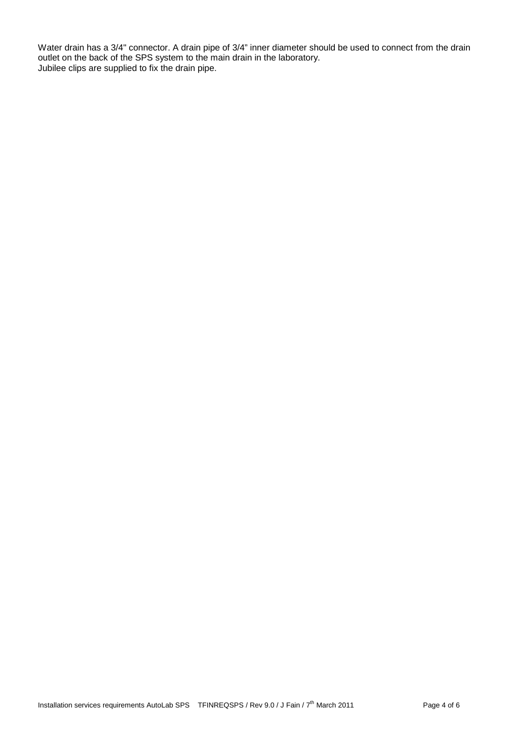Water drain has a 3/4" connector. A drain pipe of 3/4" inner diameter should be used to connect from the drain outlet on the back of the SPS system to the main drain in the laboratory.
Jubilee clips are supplied to fix the drain pipe.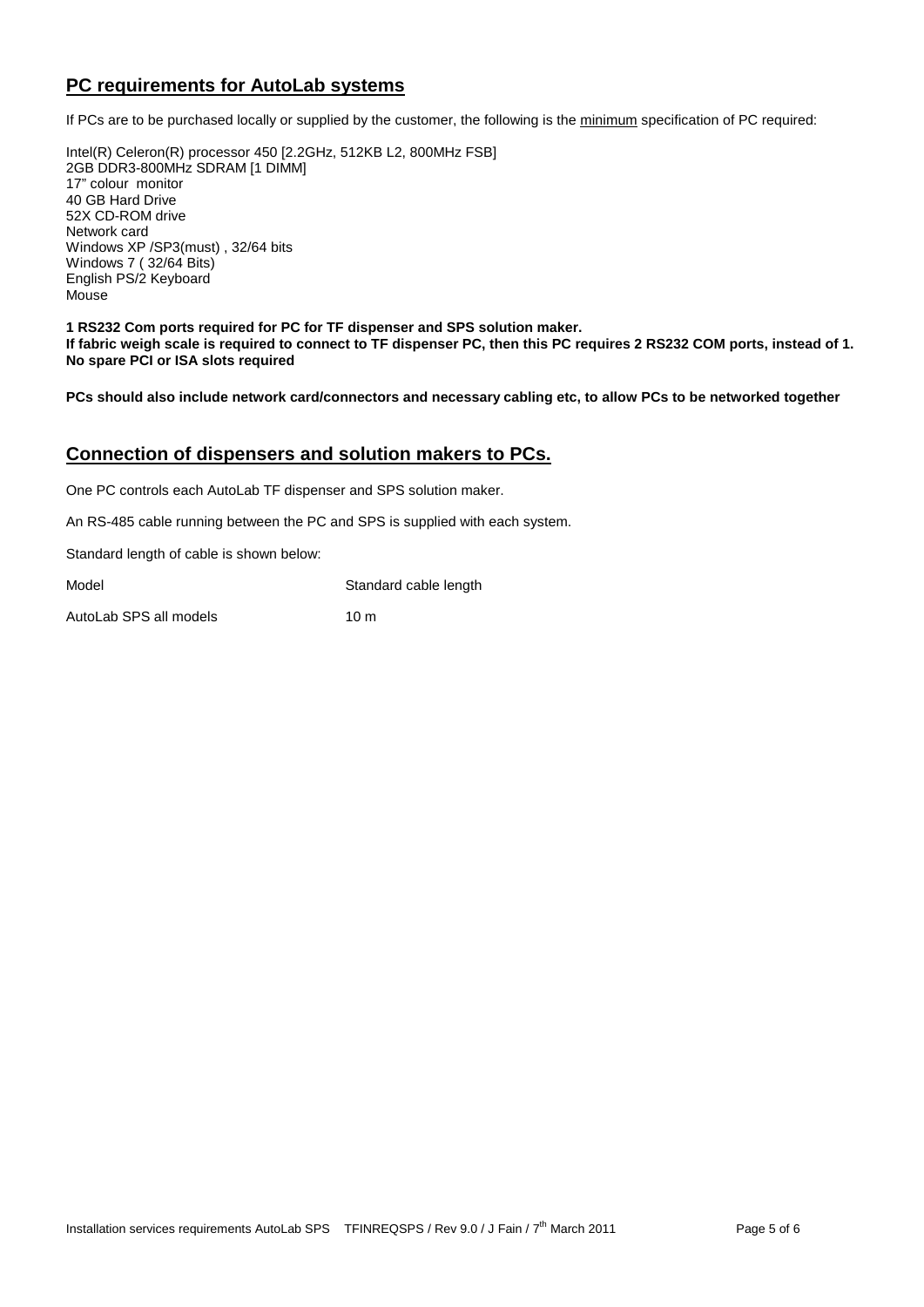## PC requirements for AutoLab systems

If PCs are to be purchased locally or supplied by the customer, the following is the minimum specification of PC required:

Intel(R) Celeron(R) processor 450 [2.2GHz, 512KB L2, 800MHz FSB]
2GB DDR3-800MHz SDRAM [1 DIMM]
17" colour monitor
40 GB Hard Drive
52X CD-ROM drive
Network card
Windows XP /SP3(must) , 32/64 bits
Windows 7 ( 32/64 Bits)
English PS/2 Keyboard
Mouse

**1 RS232 Com ports required for PC for TF dispenser and SPS solution maker.**
**If fabric weigh scale is required to connect to TF dispenser PC, then this PC requires 2 RS232 COM ports, instead of 1.**
**No spare PCI or ISA slots required**

**PCs should also include network card/connectors and necessary cabling etc, to allow PCs to be networked together**

## Connection of dispensers and solution makers to PCs.

One PC controls each AutoLab TF dispenser and SPS solution maker.

An RS-485 cable running between the PC and SPS is supplied with each system.

Standard length of cable is shown below:

| Model | Standard cable length |
|---|---|
| AutoLab SPS all models | 10 m |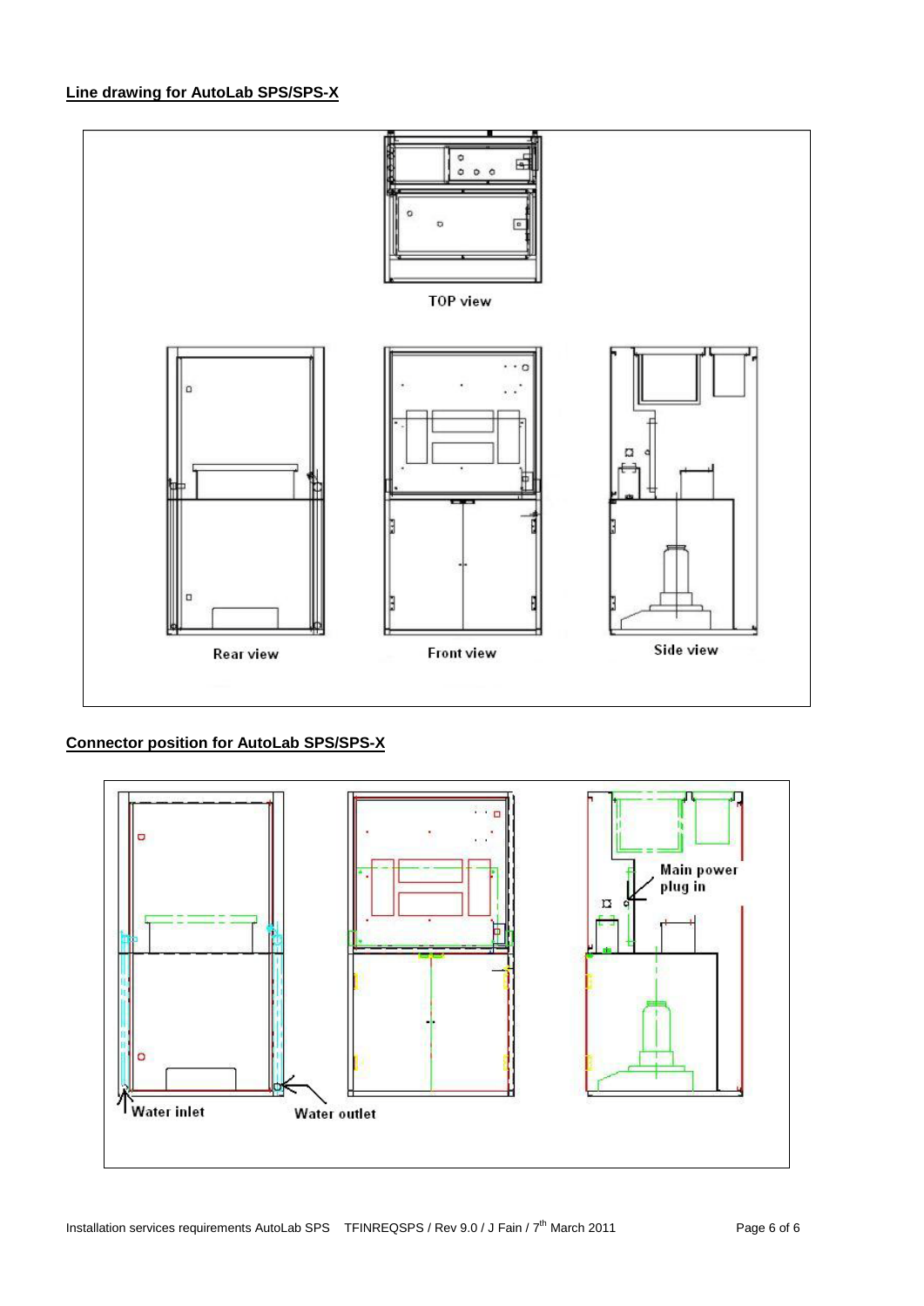**Line drawing for AutoLab SPS/SPS-X**

TOP view

Rear view

Front view

Side view

**Connector position for AutoLab SPS/SPS-X**

Main power plug in

Water inlet

Water outlet